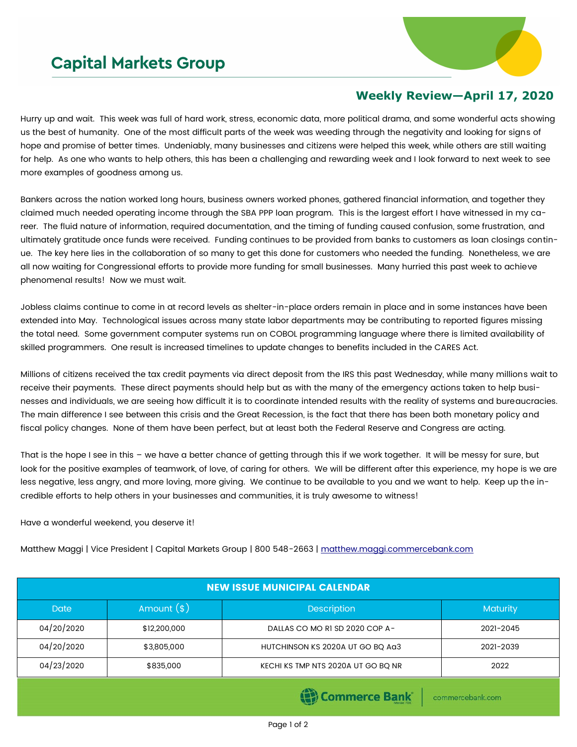# Capital Markets Group

## Weekly Review—April 17, 2020

Hurry up and wait. This week was full of hard work, stress, economic data, more political drama, and some wonderful acts showing us the best of humanity. One of the most difficult parts of the week was weeding through the negativity and looking for signs of hope and promise of better times. Undeniably, many businesses and citizens were helped this week, while others are still waiting for help. As one who wants to help others, this has been a challenging and rewarding week and I look forward to next week to see more examples of goodness among us.

Bankers across the nation worked long hours, business owners worked phones, gathered financial information, and together they claimed much needed operating income through the SBA PPP loan program. This is the largest effort I have witnessed in my career. The fluid nature of information, required documentation, and the timing of funding caused confusion, some frustration, and ultimately gratitude once funds were received. Funding continues to be provided from banks to customers as loan closings continue. The key here lies in the collaboration of so many to get this done for customers who needed the funding. Nonetheless, we are all now waiting for Congressional efforts to provide more funding for small businesses. Many hurried this past week to achieve phenomenal results! Now we must wait.

Jobless claims continue to come in at record levels as shelter-in-place orders remain in place and in some instances have been extended into May. Technological issues across many state labor departments may be contributing to reported figures missing the total need. Some government computer systems run on COBOL programming language where there is limited availability of skilled programmers. One result is increased timelines to update changes to benefits included in the CARES Act.

Millions of citizens received the tax credit payments via direct deposit from the IRS this past Wednesday, while many millions wait to receive their payments. These direct payments should help but as with the many of the emergency actions taken to help businesses and individuals, we are seeing how difficult it is to coordinate intended results with the reality of systems and bureaucracies. The main difference I see between this crisis and the Great Recession, is the fact that there has been both monetary policy and fiscal policy changes. None of them have been perfect, but at least both the Federal Reserve and Congress are acting.

That is the hope I see in this – we have a better chance of getting through this if we work together. It will be messy for sure, but look for the positive examples of teamwork, of love, of caring for others. We will be different after this experience, my hope is we are less negative, less angry, and more loving, more giving. We continue to be available to you and we want to help. Keep up the incredible efforts to help others in your businesses and communities, it is truly awesome to witness!

Have a wonderful weekend, you deserve it!

Matthew Maggi | Vice President | Capital Markets Group | 800 548-2663 | matthew.maggi.commercebank.com

| NEW ISSUE MUNICIPAL CALENDAR | | | |
|---|---|---|---|
| Date | Amount ($) | Description | Maturity |
| 04/20/2020 | $12,200,000 | DALLAS CO MO R1 SD 2020 COP A- | 2021-2045 |
| 04/20/2020 | $3,805,000 | HUTCHINSON KS 2020A UT GO BQ Aa3 | 2021-2039 |
| 04/23/2020 | $835,000 | KECHI KS TMP NTS 2020A UT GO BQ NR | 2022 |

Commerce Bank | commercebank.com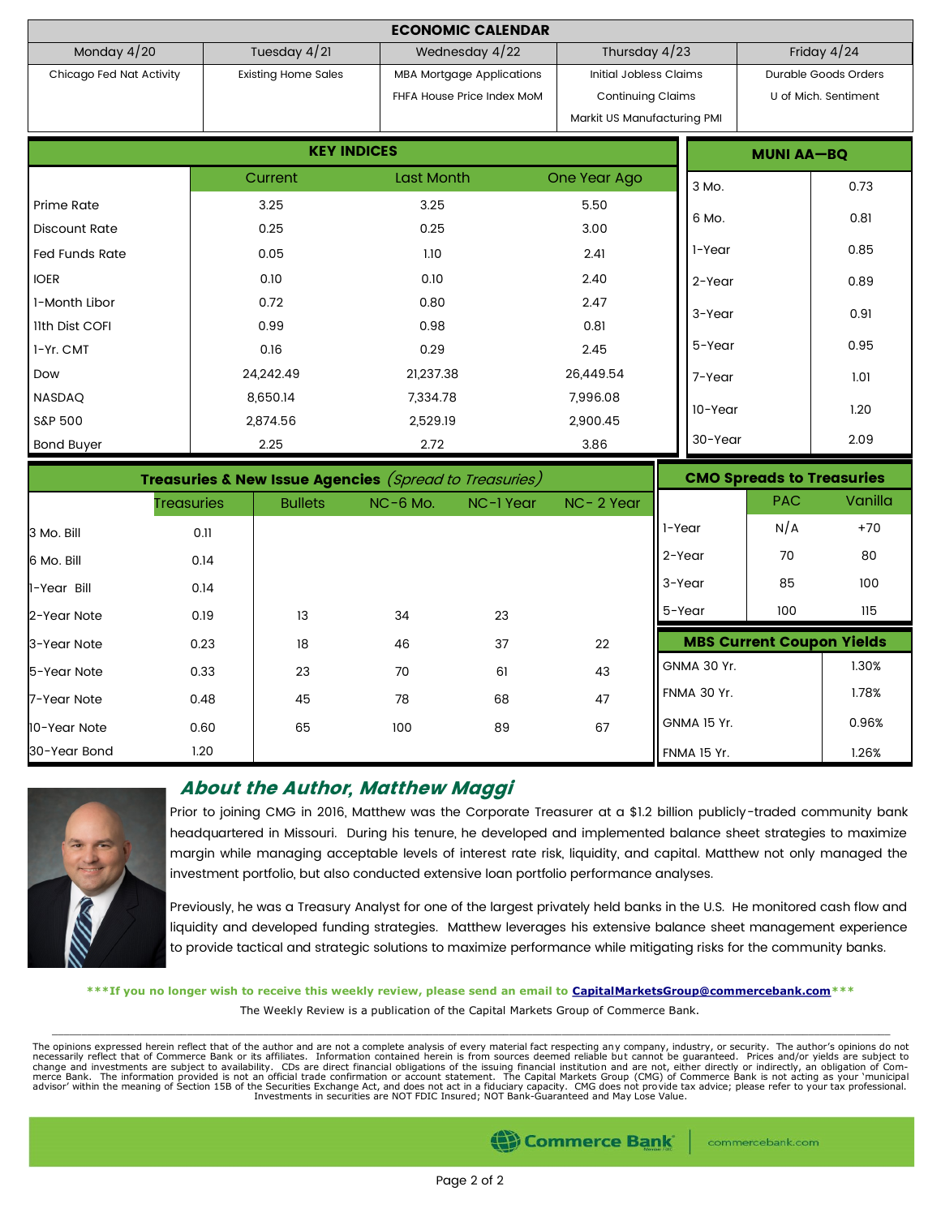## ECONOMIC CALENDAR

| Monday 4/20 | Tuesday 4/21 | Wednesday 4/22 | Thursday 4/23 | Friday 4/24 |
|---|---|---|---|---|
| Chicago Fed Nat Activity | Existing Home Sales | MBA Mortgage Applications | Initial Jobless Claims | Durable Goods Orders |
| | | FHFA House Price Index MoM | Continuing Claims | U of Mich. Sentiment |
| | | | Markit US Manufacturing PMI | |

## KEY INDICES

| | Current | Last Month | One Year Ago |
|---|---|---|---|
| Prime Rate | 3.25 | 3.25 | 5.50 |
| Discount Rate | 0.25 | 0.25 | 3.00 |
| Fed Funds Rate | 0.05 | 1.10 | 2.41 |
| IOER | 0.10 | 0.10 | 2.40 |
| 1-Month Libor | 0.72 | 0.80 | 2.47 |
| 11th Dist COFI | 0.99 | 0.98 | 0.81 |
| 1-Yr. CMT | 0.16 | 0.29 | 2.45 |
| Dow | 24,242.49 | 21,237.38 | 26,449.54 |
| NASDAQ | 8,650.14 | 7,334.78 | 7,996.08 |
| S&P 500 | 2,874.56 | 2,529.19 | 2,900.45 |
| Bond Buyer | 2.25 | 2.72 | 3.86 |

## MUNI AA—BQ

| | |
|---|---|
| 3 Mo. | 0.73 |
| 6 Mo. | 0.81 |
| 1-Year | 0.85 |
| 2-Year | 0.89 |
| 3-Year | 0.91 |
| 5-Year | 0.95 |
| 7-Year | 1.01 |
| 10-Year | 1.20 |
| 30-Year | 2.09 |

## Treasuries & New Issue Agencies *(Spread to Treasuries)*

| | Treasuries | Bullets | NC-6 Mo. | NC-1 Year | NC- 2 Year |
|---|---|---|---|---|---|
| 3 Mo. Bill | 0.11 | | | | |
| 6 Mo. Bill | 0.14 | | | | |
| 1-Year Bill | 0.14 | | | | |
| 2-Year Note | 0.19 | 13 | 34 | 23 | |
| 3-Year Note | 0.23 | 18 | 46 | 37 | 22 |
| 5-Year Note | 0.33 | 23 | 70 | 61 | 43 |
| 7-Year Note | 0.48 | 45 | 78 | 68 | 47 |
| 10-Year Note | 0.60 | 65 | 100 | 89 | 67 |
| 30-Year Bond | 1.20 | | | | |

## CMO Spreads to Treasuries

| | PAC | Vanilla |
|---|---|---|
| 1-Year | N/A | +70 |
| 2-Year | 70 | 80 |
| 3-Year | 85 | 100 |
| 5-Year | 100 | 115 |

## MBS Current Coupon Yields

| | |
|---|---|
| GNMA 30 Yr. | 1.30% |
| FNMA 30 Yr. | 1.78% |
| GNMA 15 Yr. | 0.96% |
| FNMA 15 Yr. | 1.26% |

## *About the Author, Matthew Maggi*

Prior to joining CMG in 2016, Matthew was the Corporate Treasurer at a $1.2 billion publicly-traded community bank headquartered in Missouri. During his tenure, he developed and implemented balance sheet strategies to maximize margin while managing acceptable levels of interest rate risk, liquidity, and capital. Matthew not only managed the investment portfolio, but also conducted extensive loan portfolio performance analyses.

Previously, he was a Treasury Analyst for one of the largest privately held banks in the U.S. He monitored cash flow and liquidity and developed funding strategies. Matthew leverages his extensive balance sheet management experience to provide tactical and strategic solutions to maximize performance while mitigating risks for the community banks.

***If you no longer wish to receive this weekly review, please send an email to CapitalMarketsGroup@commercebank.com***

The Weekly Review is a publication of the Capital Markets Group of Commerce Bank.

The opinions expressed herein reflect that of the author and are not a complete analysis of every material fact respecting any company, industry, or security. The author's opinions do not necessarily reflect that of Commerce Bank or its affiliates. Information contained herein is from sources deemed reliable but cannot be guaranteed. Prices and/or yields are subject to change and investments are subject to availability. CDs are direct financial obligations of the issuing financial institution and are not, either directly or indirectly, an obligation of Commerce Bank. The information provided is not an official trade confirmation or account statement. The Capital Markets Group (CMG) of Commerce Bank is not acting as your 'municipal advisor' within the meaning of Section 15B of the Securities Exchange Act, and does not act in a fiduciary capacity. CMG does not provide tax advice; please refer to your tax professional. Investments in securities are NOT FDIC Insured; NOT Bank-Guaranteed and May Lose Value.

Commerce Bank | commercebank.com